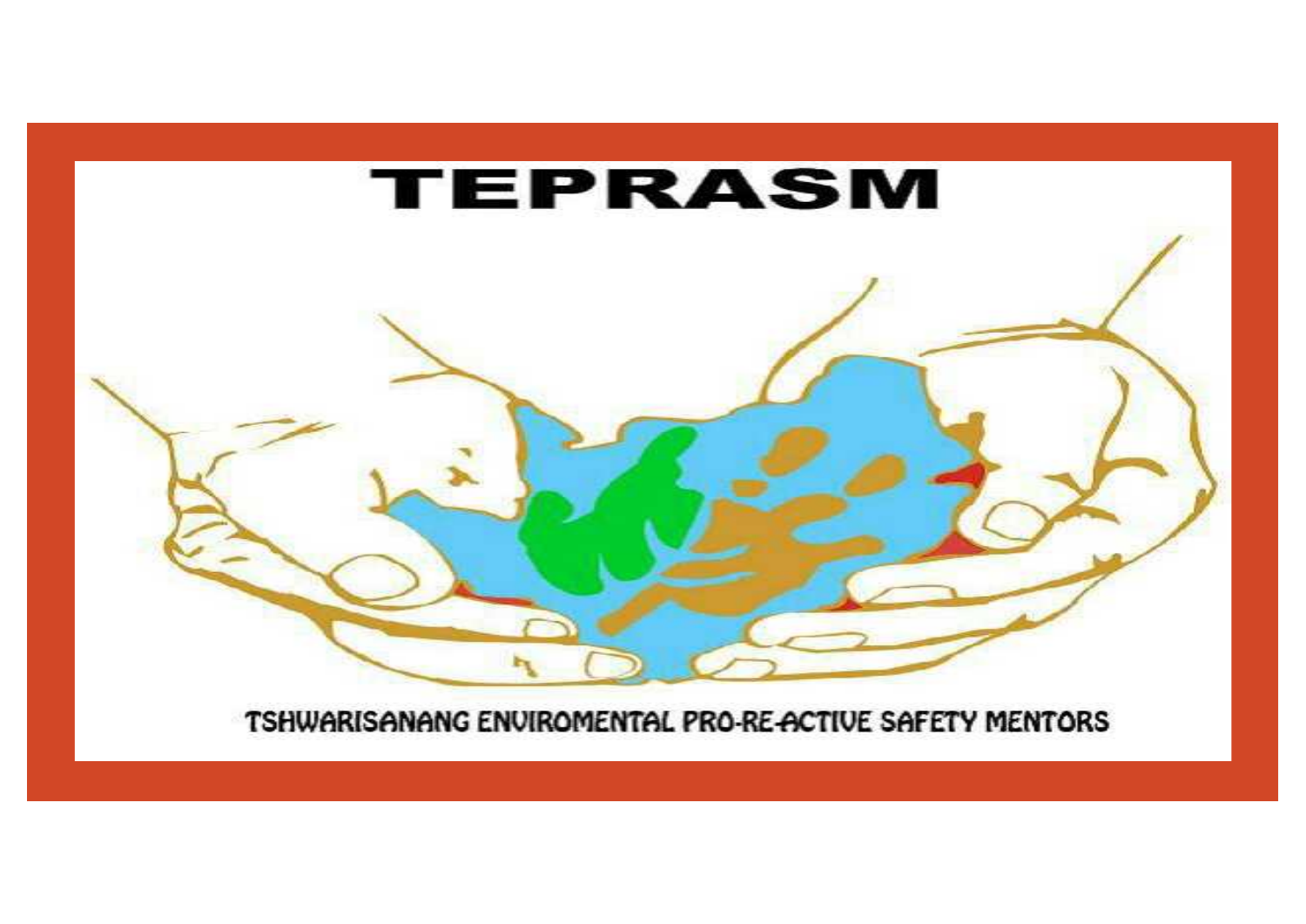# TEPRASM

TSHWARISANANG ENVIROMENTAL PRO-RE-ACTIVE SAFETY MENTORS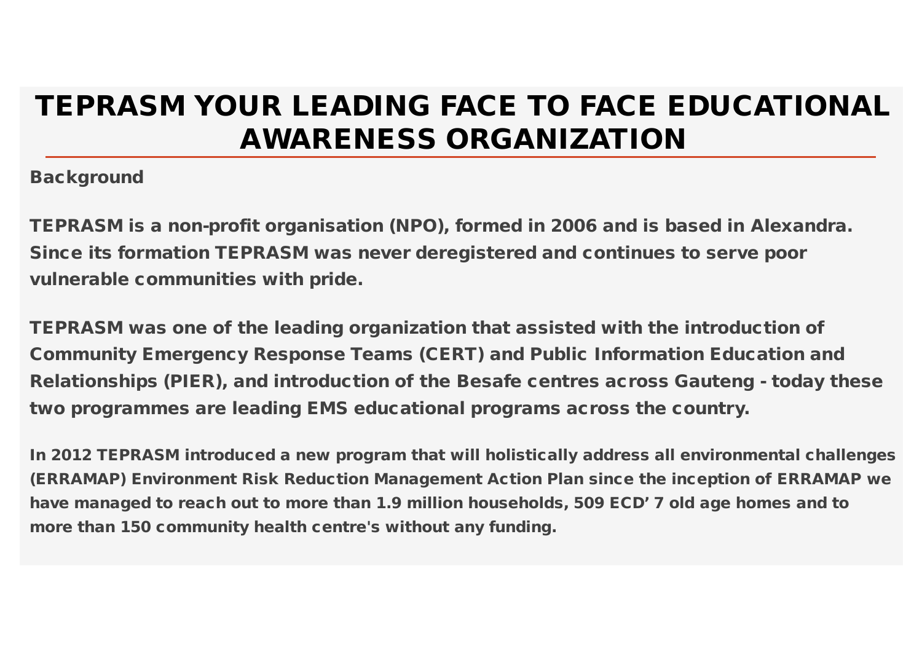# TEPRASM YOUR LEADING FACE TO FACE EDUCATIONAL AWARENESS ORGANIZATION

**Background**

**TEPRASM is a non-profit organisation (NPO), formed in 2006 and is based in Alexandra. Since its formation TEPRASM was never deregistered and continues to serve poor vulnerable communities with pride.**

**TEPRASM was one of the leading organization that assisted with the introduction of Community Emergency Response Teams (CERT) and Public Information Education and Relationships (PIER), and introduction of the Besafe centres across Gauteng - today these two programmes are leading EMS educational programs across the country.**

**In 2012 TEPRASM introduced a new program that will holistically address all environmental challenges (ERRAMAP) Environment Risk Reduction Management Action Plan since the inception of ERRAMAP we have managed to reach out to more than 1.9 million households, 509 ECD' 7 old age homes and to more than 150 community health centre's without any funding.**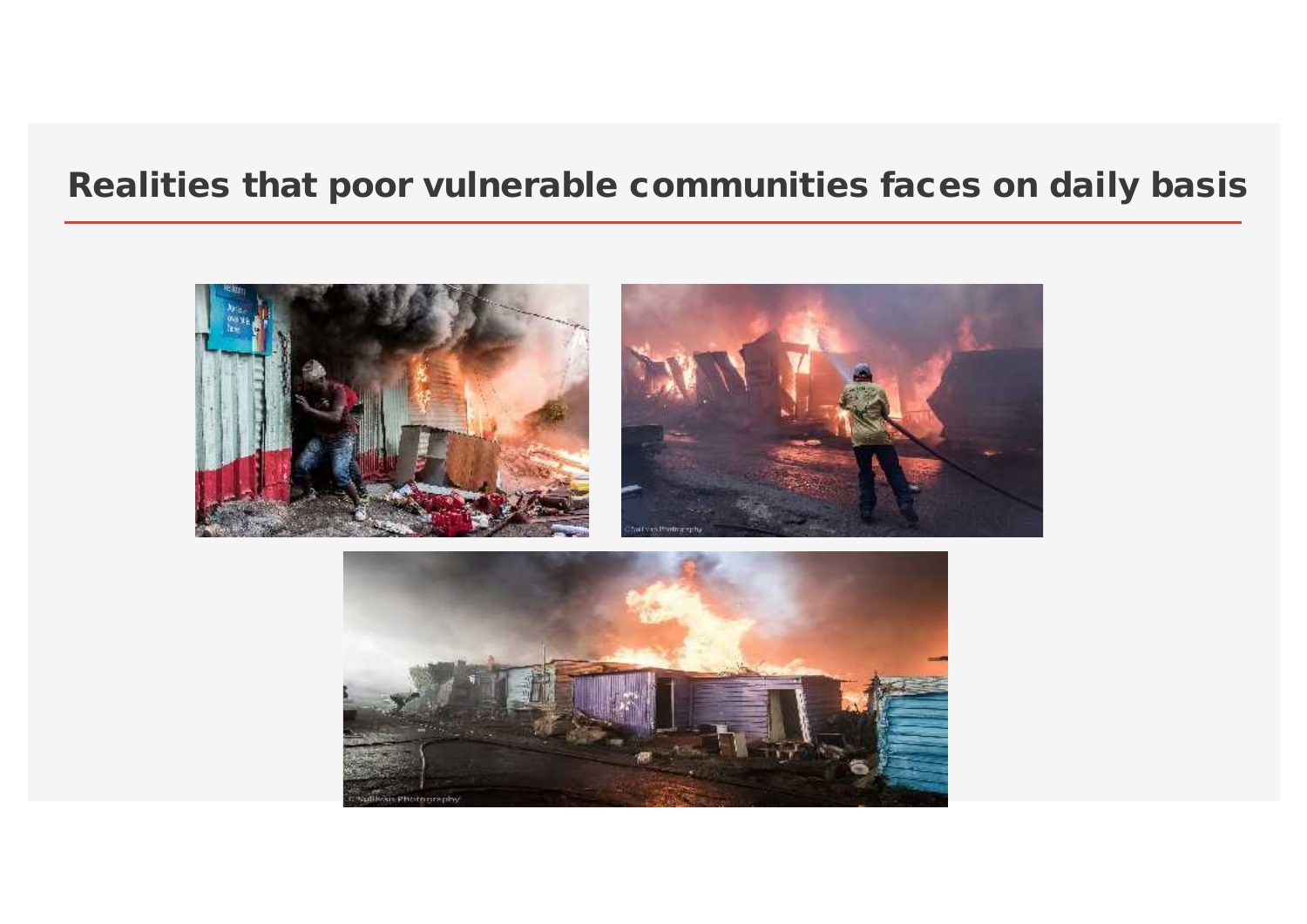## Realities that poor vulnerable communities faces on daily basis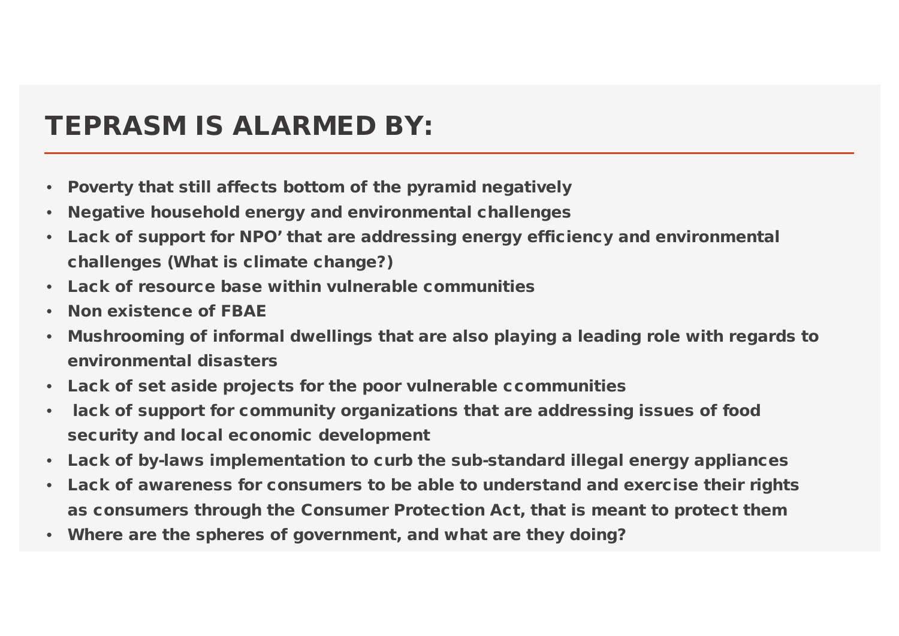# TEPRASM IS ALARMED BY:

- **Poverty that still affects bottom of the pyramid negatively**
- **Negative household energy and environmental challenges**
- **Lack of support for NPO' that are addressing energy efficiency and environmental challenges (What is climate change?)**
- **Lack of resource base within vulnerable communities**
- **Non existence of FBAE**
- **Mushrooming of informal dwellings that are also playing a leading role with regards to environmental disasters**
- **Lack of set aside projects for the poor vulnerable ccommunities**
- **lack of support for community organizations that are addressing issues of food security and local economic development**
- **Lack of by-laws implementation to curb the sub-standard illegal energy appliances**
- **Lack of awareness for consumers to be able to understand and exercise their rights as consumers through the Consumer Protection Act, that is meant to protect them**
- **Where are the spheres of government, and what are they doing?**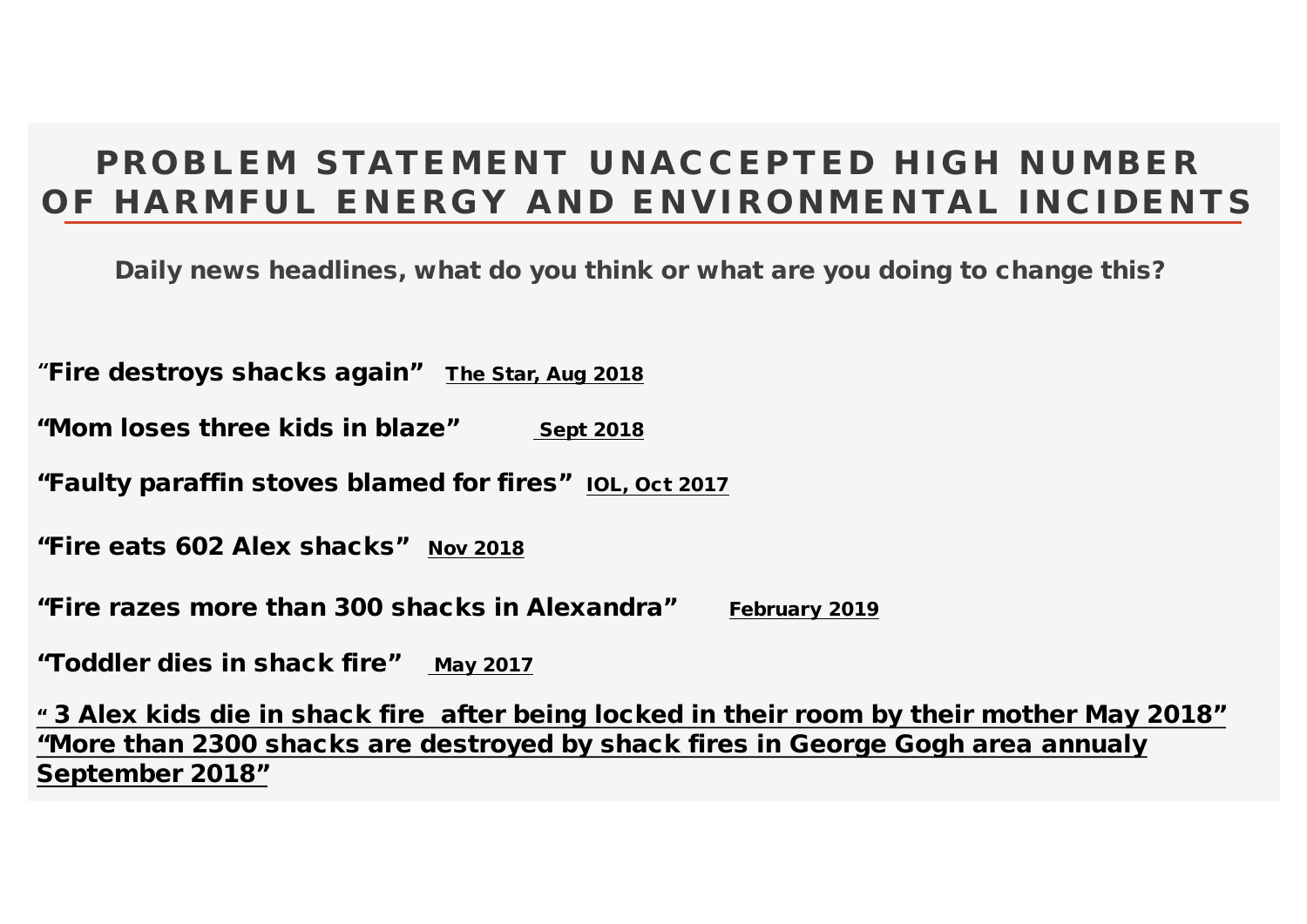# PROBLEM STATEMENT UNACCEPTED HIGH NUMBER OF HARMFUL ENERGY AND ENVIRONMENTAL INCIDENTS

**Daily news headlines, what do you think or what are you doing to change this?**

**"Fire destroys shacks again"** The Star, Aug 2018

**"Mom loses three kids in blaze"** Sept 2018

**"Faulty paraffin stoves blamed for fires"** IOL, Oct 2017

**"Fire eats 602 Alex shacks"** Nov 2018

**"Fire razes more than 300 shacks in Alexandra"** February 2019

**"Toddler dies in shack fire"** May 2017

**" 3 Alex kids die in shack fire after being locked in their room by their mother May 2018"**
**"More than 2300 shacks are destroyed by shack fires in George Gogh area annualy September 2018"**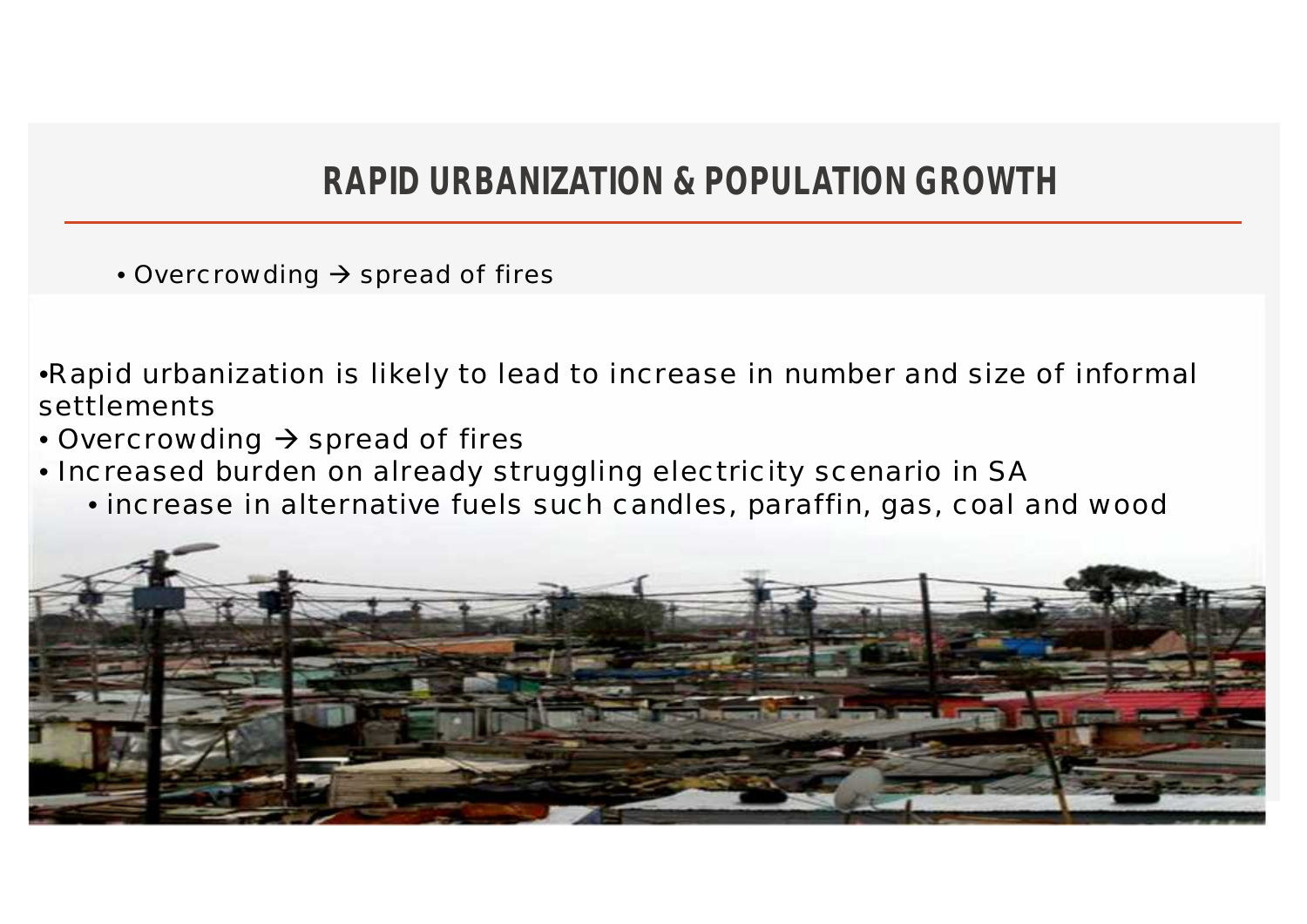## RAPID URBANIZATION & POPULATION GROWTH

- Overcrowding → spread of fires

- Rapid urbanization is likely to lead to increase in number and size of informal settlements
- Overcrowding → spread of fires
- Increased burden on already struggling electricity scenario in SA
  - increase in alternative fuels such candles, paraffin, gas, coal and wood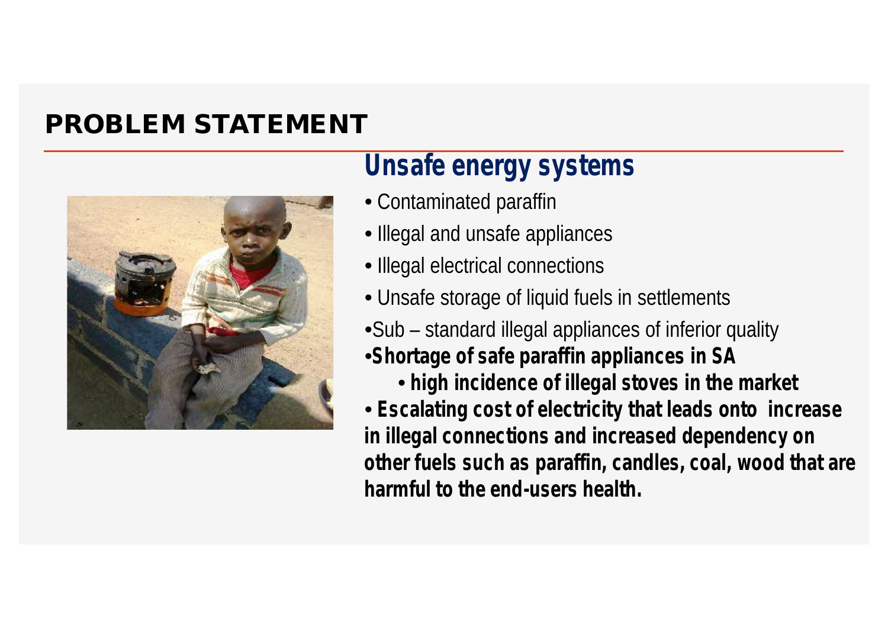# PROBLEM STATEMENT

## Unsafe energy systems

- Contaminated paraffin
- Illegal and unsafe appliances
- Illegal electrical connections
- Unsafe storage of liquid fuels in settlements
- Sub – standard illegal appliances of inferior quality
- **Shortage of safe paraffin appliances in SA**
  - **high incidence of illegal stoves in the market**
- **Escalating cost of electricity that leads onto increase in illegal connections and increased dependency on other fuels such as paraffin, candles, coal, wood that are harmful to the end-users health.**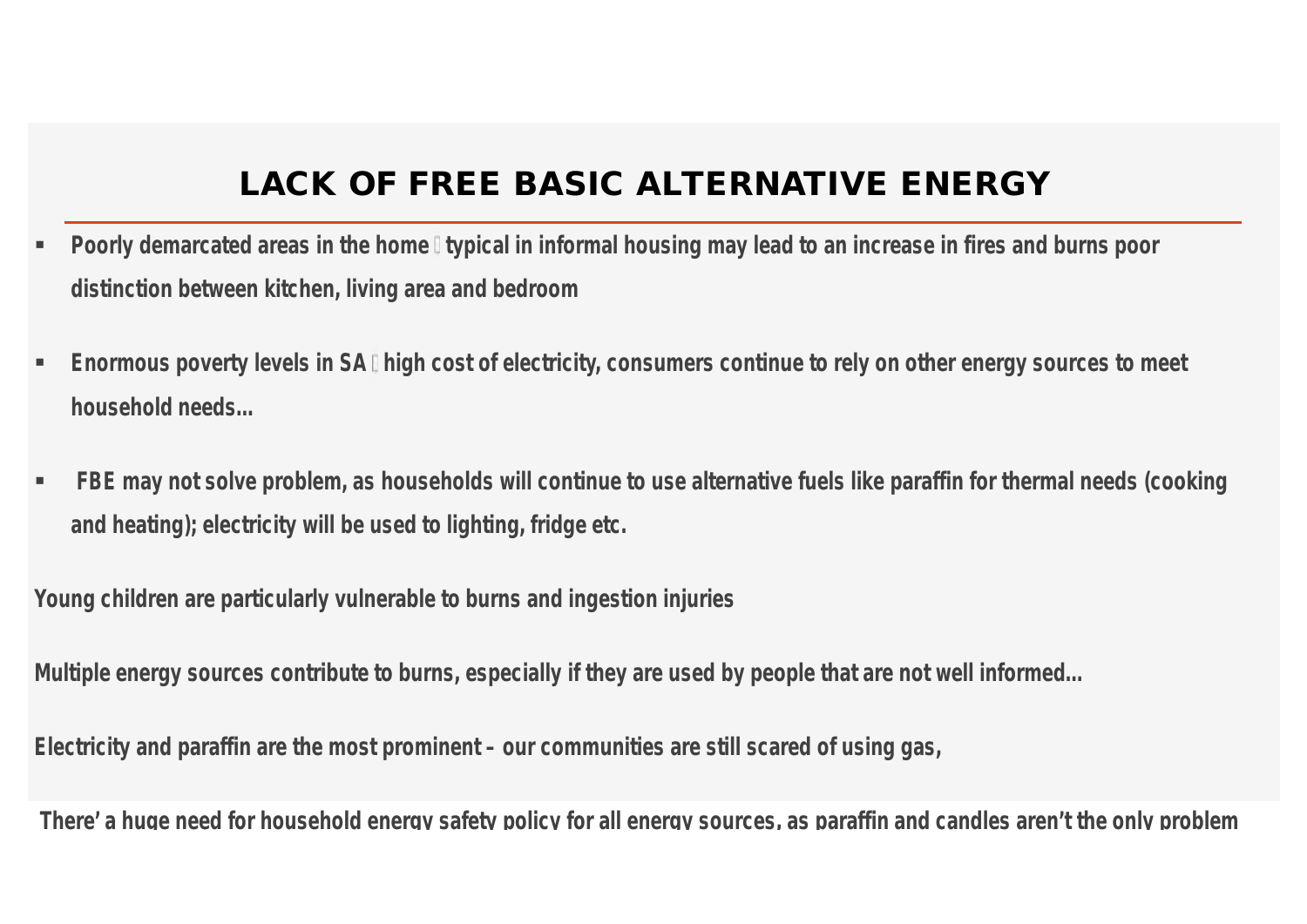# LACK OF FREE BASIC ALTERNATIVE ENERGY

- **Poorly demarcated areas in the home  typical in informal housing may lead to an increase in fires and burns poor distinction between kitchen, living area and bedroom**
- **Enormous poverty levels in SA  high cost of electricity, consumers continue to rely on other energy sources to meet household needs…**
- **FBE may not solve problem, as households will continue to use alternative fuels like paraffin for thermal needs (cooking and heating); electricity will be used to lighting, fridge etc.**

**Young children are particularly vulnerable to burns and ingestion injuries**

**Multiple energy sources contribute to burns, especially if they are used by people that are not well informed…**

**Electricity and paraffin are the most prominent – our communities are still scared of using gas,**

**There' a huge need for household energy safety policy for all energy sources, as paraffin and candles aren't the only problem**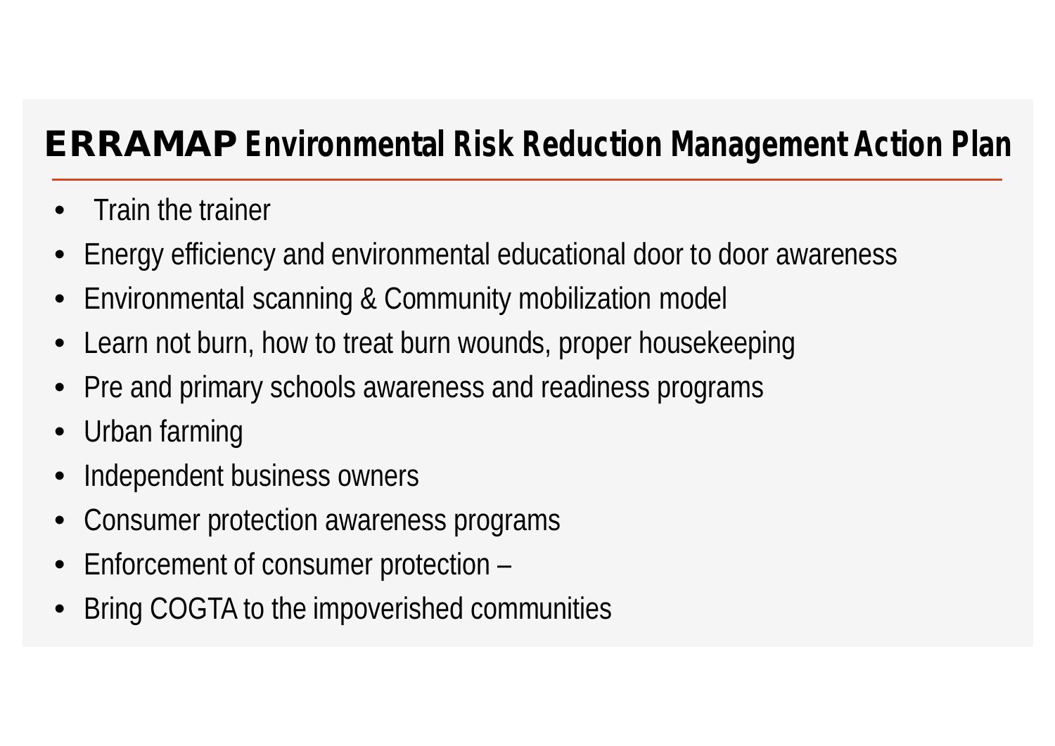# **ERRAMAP** Environmental Risk Reduction Management Action Plan

- Train the trainer
- Energy efficiency and environmental educational door to door awareness
- Environmental scanning & Community mobilization model
- Learn not burn, how to treat burn wounds, proper housekeeping
- Pre and primary schools awareness and readiness programs
- Urban farming
- Independent business owners
- Consumer protection awareness programs
- Enforcement of consumer protection –
- Bring COGTA to the impoverished communities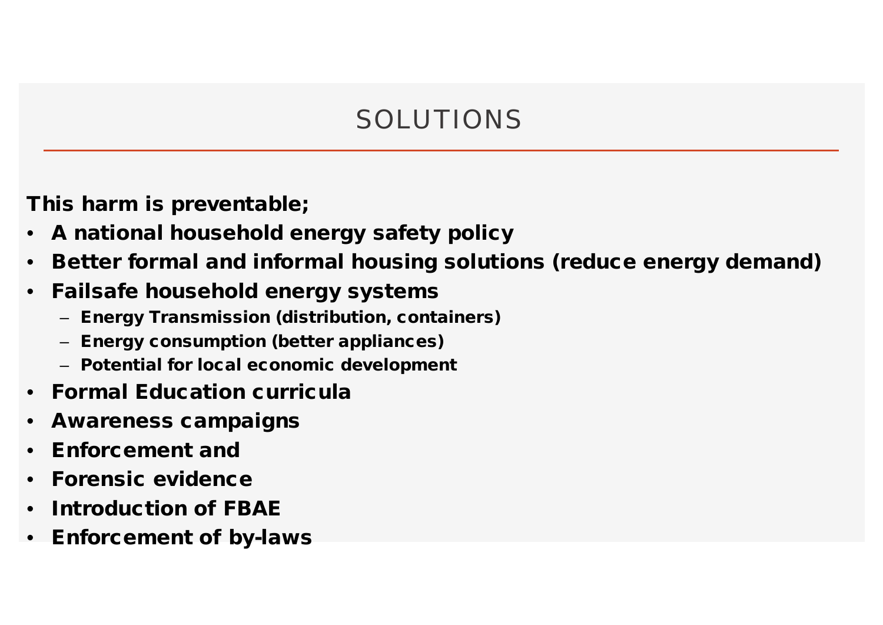# SOLUTIONS

**This harm is preventable;**

- **A national household energy safety policy**
- **Better formal and informal housing solutions (reduce energy demand)**
- **Failsafe household energy systems**
  - **Energy Transmission (distribution, containers)**
  - **Energy consumption (better appliances)**
  - **Potential for local economic development**
- **Formal Education curricula**
- **Awareness campaigns**
- **Enforcement and**
- **Forensic evidence**
- **Introduction of FBAE**
- **Enforcement of by-laws**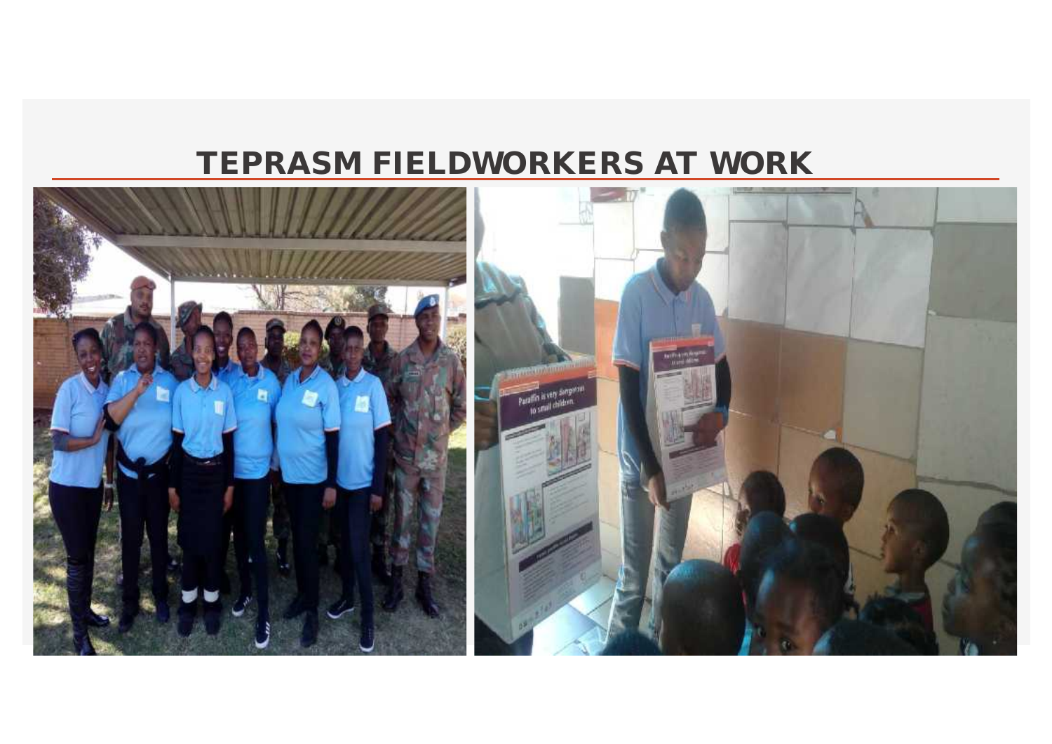# TEPRASM FIELDWORKERS AT WORK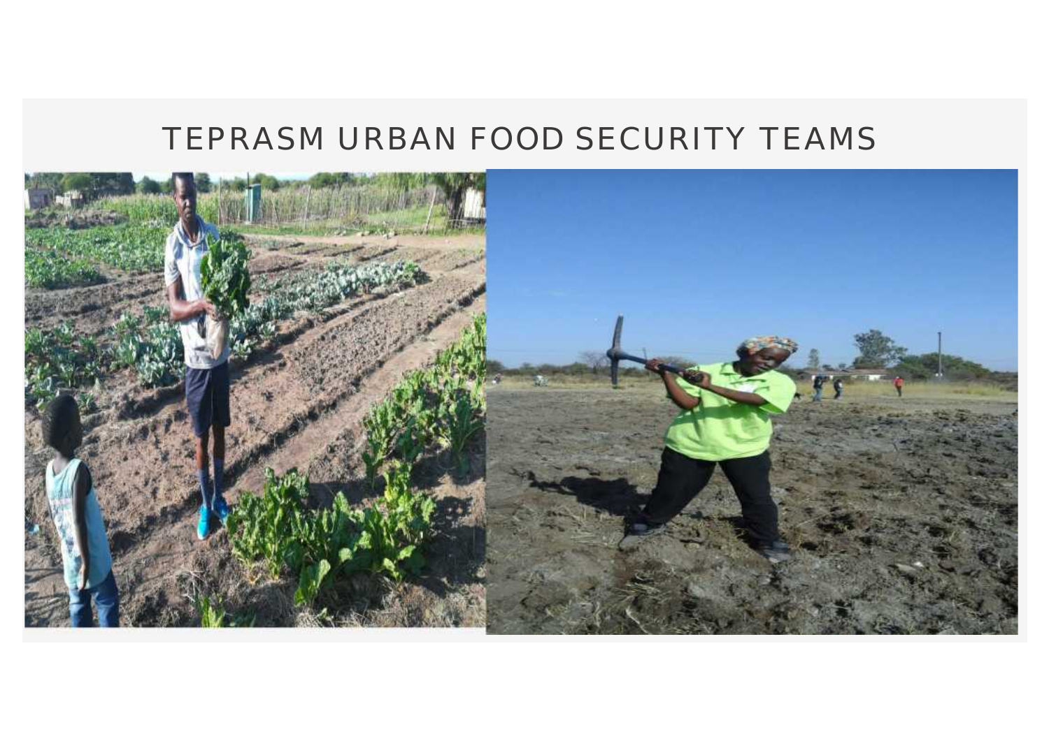# TEPRASM URBAN FOOD SECURITY TEAMS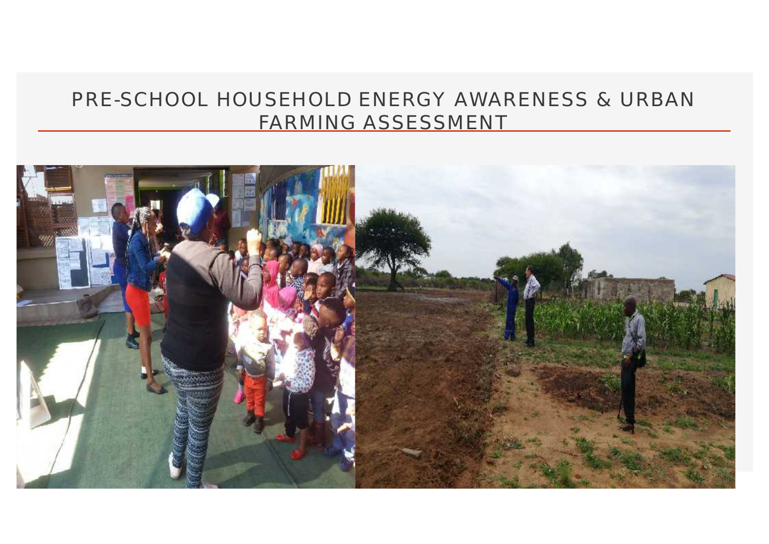# PRE-SCHOOL HOUSEHOLD ENERGY AWARENESS & URBAN FARMING ASSESSMENT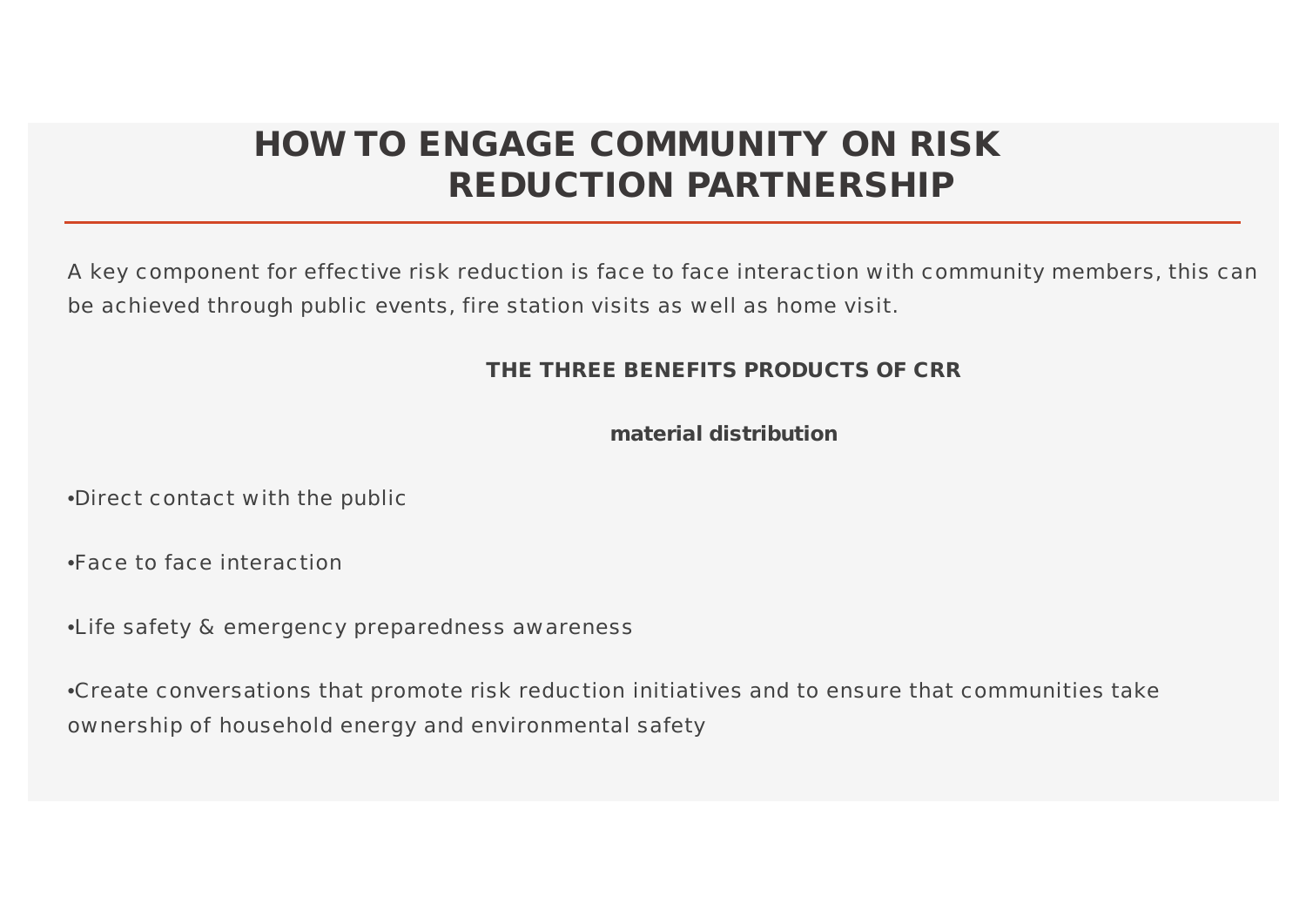# HOW TO ENGAGE COMMUNITY ON RISK REDUCTION PARTNERSHIP

A key component for effective risk reduction is face to face interaction with community members, this can be achieved through public events, fire station visits as well as home visit.

**THE THREE BENEFITS PRODUCTS OF CRR**

**material distribution**

•Direct contact with the public

•Face to face interaction

•Life safety & emergency preparedness awareness

•Create conversations that promote risk reduction initiatives and to ensure that communities take ownership of household energy and environmental safety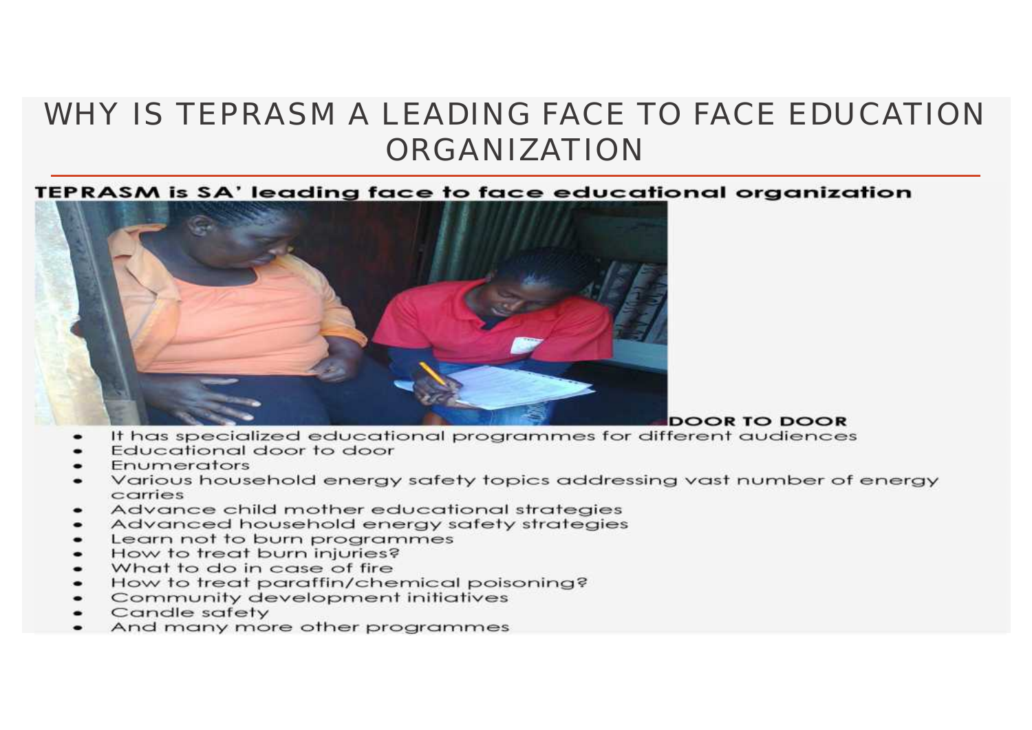# WHY IS TEPRASM A LEADING FACE TO FACE EDUCATION ORGANIZATION

**TEPRASM is SA' leading face to face educational organization**

**DOOR TO DOOR**

- It has specialized educational programmes for different audiences
- Educational door to door
- Enumerators
- Various household energy safety topics addressing vast number of energy carries
- Advance child mother educational strategies
- Advanced household energy safety strategies
- Learn not to burn programmes
- How to treat burn injuries?
- What to do in case of fire
- How to treat paraffin/chemical poisoning?
- Community development initiatives
- Candle safety
- And many more other programmes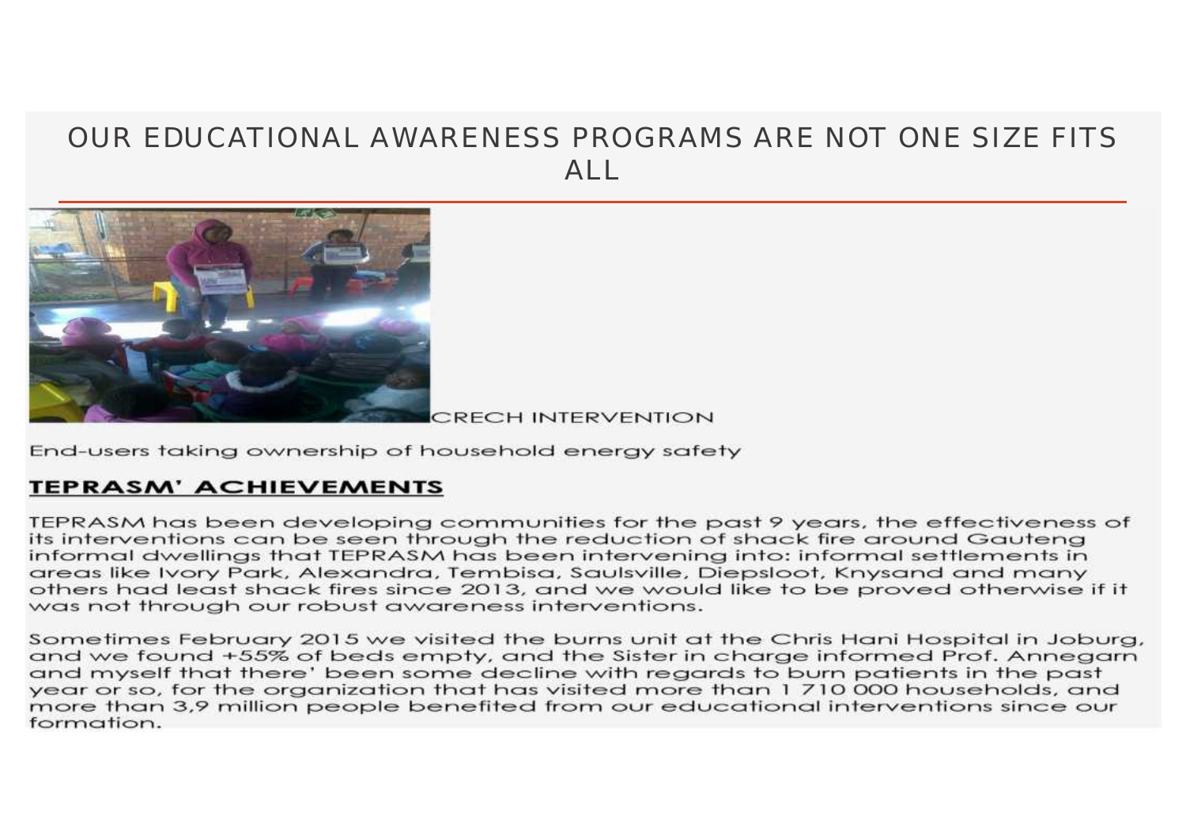# OUR EDUCATIONAL AWARENESS PROGRAMS ARE NOT ONE SIZE FITS ALL

CRECH INTERVENTION

End-users taking ownership of household energy safety

## **TEPRASM' ACHIEVEMENTS**

TEPRASM has been developing communities for the past 9 years, the effectiveness of its interventions can be seen through the reduction of shack fire around Gauteng informal dwellings that TEPRASM has been intervening into: informal settlements in areas like Ivory Park, Alexandra, Tembisa, Saulsville, Diepsloot, Knysand and many others had least shack fires since 2013, and we would like to be proved otherwise if it was not through our robust awareness interventions.

Sometimes February 2015 we visited the burns unit at the Chris Hani Hospital in Joburg, and we found +55% of beds empty, and the Sister in charge informed Prof. Annegarn and myself that there' been some decline with regards to burn patients in the past year or so, for the organization that has visited more than 1 710 000 households, and more than 3,9 million people benefited from our educational interventions since our formation.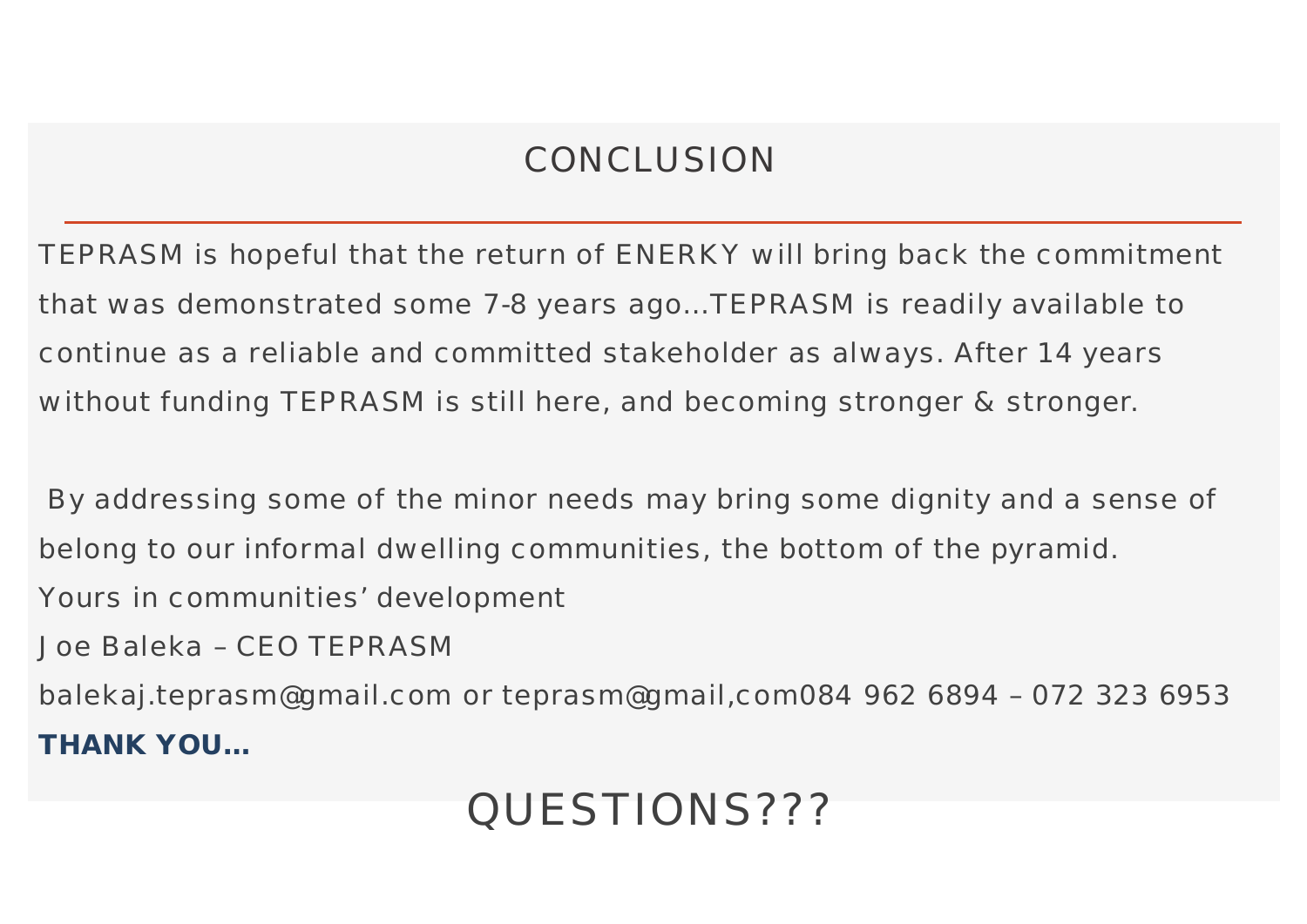## CONCLUSION

TEPRASM is hopeful that the return of ENERKY will bring back the commitment that was demonstrated some 7-8 years ago…TEPRASM is readily available to continue as a reliable and committed stakeholder as always. After 14 years without funding TEPRASM is still here, and becoming stronger & stronger.

By addressing some of the minor needs may bring some dignity and a sense of belong to our informal dwelling communities, the bottom of the pyramid.

Yours in communities' development

Joe Baleka – CEO TEPRASM

balekaj.teprasm@gmail.com or teprasm@gmail,com084 962 6894 – 072 323 6953

**THANK YOU…**

QUESTIONS???